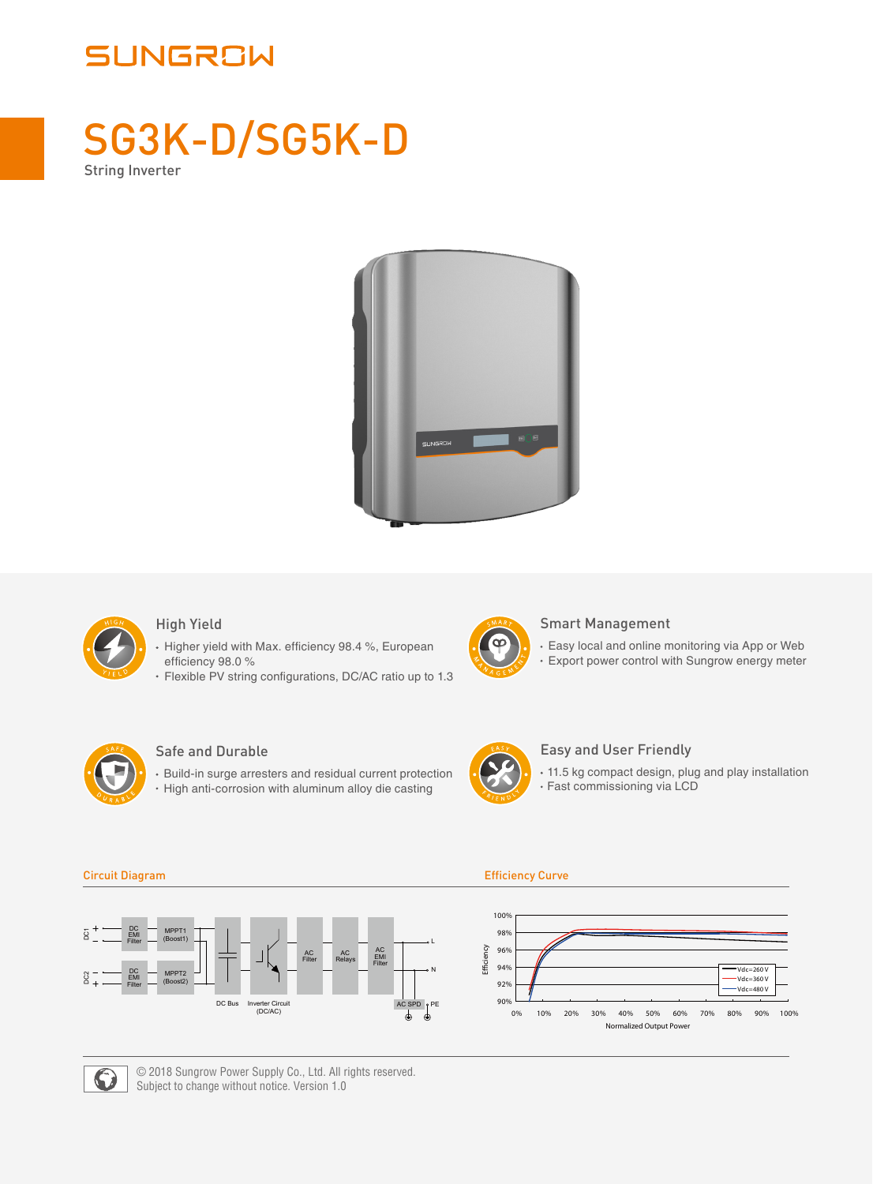SUNGROW

# SG3K-D/SG5K-D

String Inverter

### High Yield

- Higher yield with Max. efficiency 98.4 %, European efficiency 98.0 %
- Flexible PV string configurations, DC/AC ratio up to 1.3

### Smart Management

- Easy local and online monitoring via App or Web
- Export power control with Sungrow energy meter

### Safe and Durable

- Build-in surge arresters and residual current protection
- High anti-corrosion with aluminum alloy die casting

### Easy and User Friendly

- 11.5 kg compact design, plug and play installation
- Fast commissioning via LCD

## Circuit Diagram

## Efficiency Curve

© 2018 Sungrow Power Supply Co., Ltd. All rights reserved.
Subject to change without notice. Version 1.0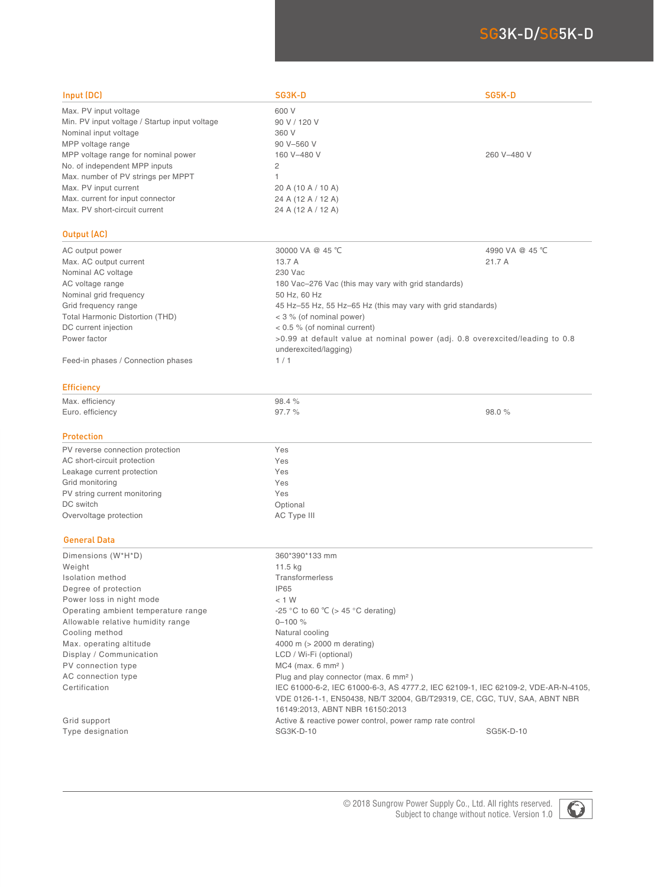# SG3K-D/SG5K-D

| Input (DC) | SG3K-D | SG5K-D |
|---|---|---|
| Max. PV input voltage | 600 V | |
| Min. PV input voltage / Startup input voltage | 90 V / 120 V | |
| Nominal input voltage | 360 V | |
| MPP voltage range | 90 V–560 V | |
| MPP voltage range for nominal power | 160 V–480 V | 260 V–480 V |
| No. of independent MPP inputs | 2 | |
| Max. number of PV strings per MPPT | 1 | |
| Max. PV input current | 20 A (10 A / 10 A) | |
| Max. current for input connector | 24 A (12 A / 12 A) | |
| Max. PV short-circuit current | 24 A (12 A / 12 A) | |

| Output (AC) | | |
|---|---|---|
| AC output power | 30000 VA @ 45 ℃ | 4990 VA @ 45 ℃ |
| Max. AC output current | 13.7 A | 21.7 A |
| Nominal AC voltage | 230 Vac | |
| AC voltage range | 180 Vac–276 Vac (this may vary with grid standards) | |
| Nominal grid frequency | 50 Hz, 60 Hz | |
| Grid frequency range | 45 Hz–55 Hz, 55 Hz–65 Hz (this may vary with grid standards) | |
| Total Harmonic Distortion (THD) | < 3 % (of nominal power) | |
| DC current injection | < 0.5 % (of nominal current) | |
| Power factor | >0.99 at default value at nominal power (adj. 0.8 overexcited/leading to 0.8 underexcited/lagging) | |
| Feed-in phases / Connection phases | 1 / 1 | |

| Efficiency | | |
|---|---|---|
| Max. efficiency | 98.4 % | |
| Euro. efficiency | 97.7 % | 98.0 % |

| Protection | | |
|---|---|---|
| PV reverse connection protection | Yes | |
| AC short-circuit protection | Yes | |
| Leakage current protection | Yes | |
| Grid monitoring | Yes | |
| PV string current monitoring | Yes | |
| DC switch | Optional | |
| Overvoltage protection | AC Type III | |

| General Data | | |
|---|---|---|
| Dimensions (W*H*D) | 360*390*133 mm | |
| Weight | 11.5 kg | |
| Isolation method | Transformerless | |
| Degree of protection | IP65 | |
| Power loss in night mode | < 1 W | |
| Operating ambient temperature range | -25 °C to 60 ℃ (> 45 °C derating) | |
| Allowable relative humidity range | 0–100 % | |
| Cooling method | Natural cooling | |
| Max. operating altitude | 4000 m (> 2000 m derating) | |
| Display / Communication | LCD / Wi-Fi (optional) | |
| PV connection type | MC4 (max. 6 mm²) | |
| AC connection type | Plug and play connector (max. 6 mm²) | |
| Certification | IEC 61000-6-2, IEC 61000-6-3, AS 4777.2, IEC 62109-1, IEC 62109-2, VDE-AR-N-4105, VDE 0126-1-1, EN50438, NB/T 32004, GB/T29319, CE, CGC, TUV, SAA, ABNT NBR 16149:2013, ABNT NBR 16150:2013 | |
| Grid support | Active & reactive power control, power ramp rate control | |
| Type designation | SG3K-D-10 | SG5K-D-10 |

© 2018 Sungrow Power Supply Co., Ltd. All rights reserved.
Subject to change without notice. Version 1.0